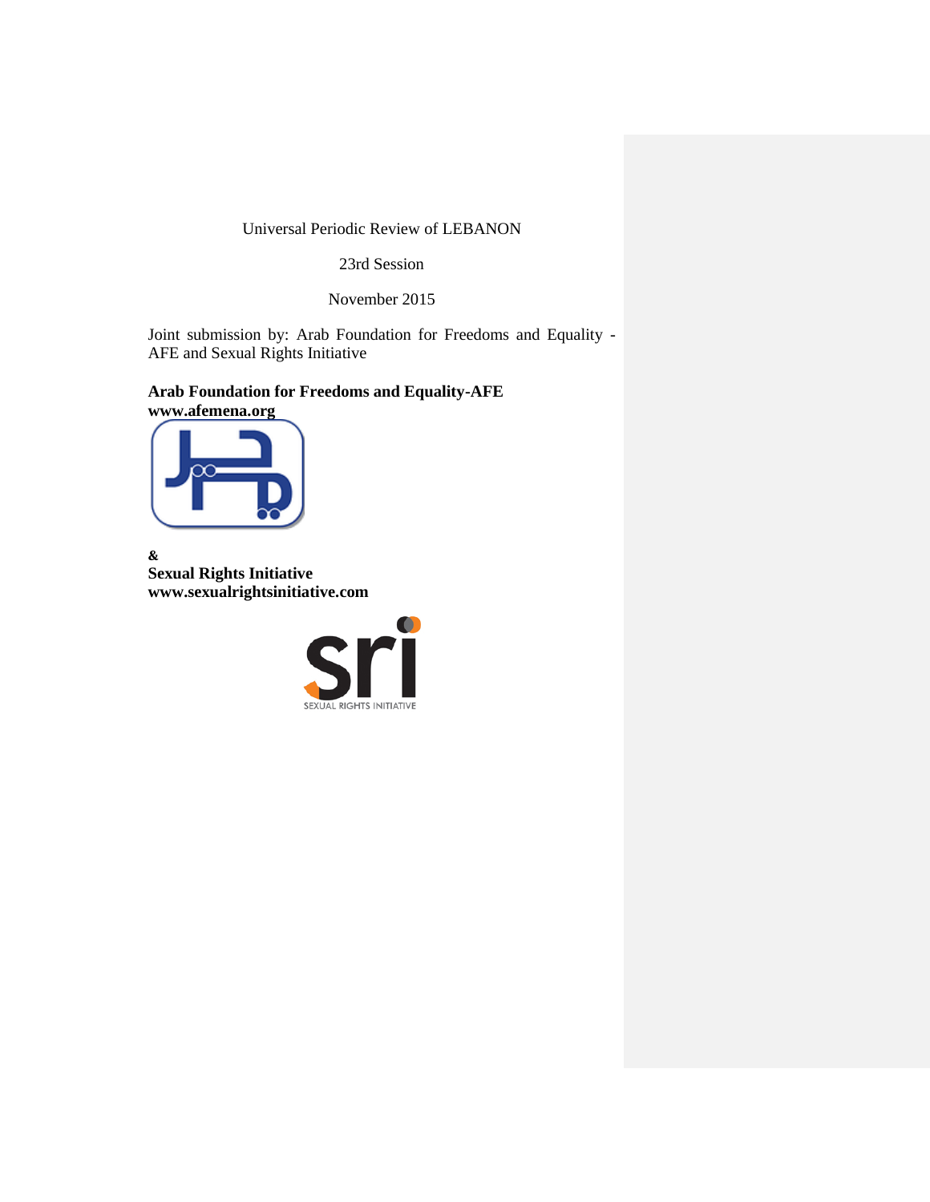Universal Periodic Review of LEBANON

23rd Session

November 2015

Joint submission by: Arab Foundation for Freedoms and Equality - AFE and Sexual Rights Initiative

**Arab Foundation for Freedoms and Equality-AFE**
**www.afemena.org**

**&**
**Sexual Rights Initiative**
**www.sexualrightsinitiative.com**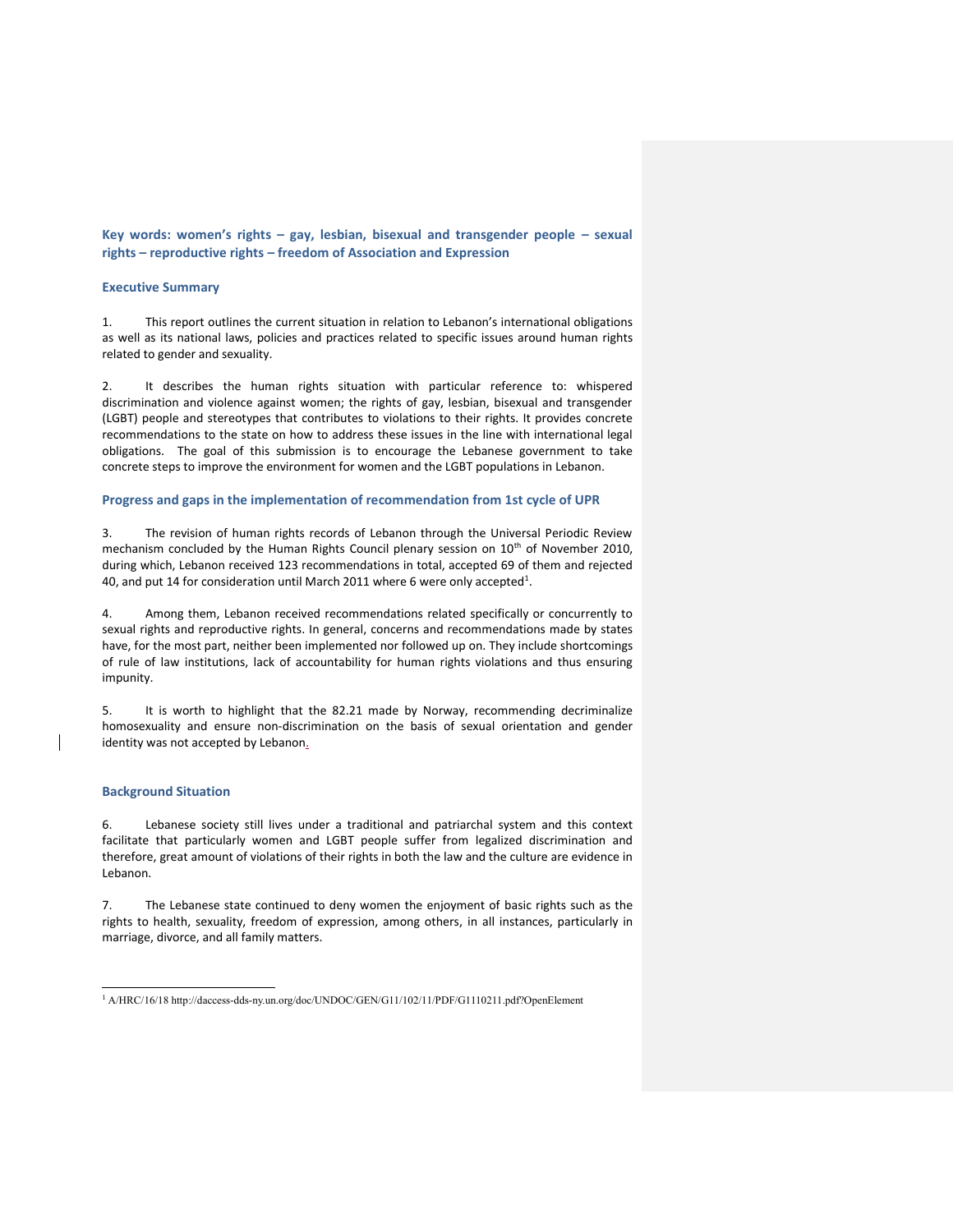**Key words: women's rights – gay, lesbian, bisexual and transgender people – sexual rights – reproductive rights – freedom of Association and Expression**

## Executive Summary

1. This report outlines the current situation in relation to Lebanon's international obligations as well as its national laws, policies and practices related to specific issues around human rights related to gender and sexuality.

2. It describes the human rights situation with particular reference to: whispered discrimination and violence against women; the rights of gay, lesbian, bisexual and transgender (LGBT) people and stereotypes that contributes to violations to their rights. It provides concrete recommendations to the state on how to address these issues in the line with international legal obligations. The goal of this submission is to encourage the Lebanese government to take concrete steps to improve the environment for women and the LGBT populations in Lebanon.

## Progress and gaps in the implementation of recommendation from 1st cycle of UPR

3. The revision of human rights records of Lebanon through the Universal Periodic Review mechanism concluded by the Human Rights Council plenary session on 10th of November 2010, during which, Lebanon received 123 recommendations in total, accepted 69 of them and rejected 40, and put 14 for consideration until March 2011 where 6 were only accepted[1].

4. Among them, Lebanon received recommendations related specifically or concurrently to sexual rights and reproductive rights. In general, concerns and recommendations made by states have, for the most part, neither been implemented nor followed up on. They include shortcomings of rule of law institutions, lack of accountability for human rights violations and thus ensuring impunity.

5. It is worth to highlight that the 82.21 made by Norway, recommending decriminalize homosexuality and ensure non-discrimination on the basis of sexual orientation and gender identity was not accepted by Lebanon.

## Background Situation

6. Lebanese society still lives under a traditional and patriarchal system and this context facilitate that particularly women and LGBT people suffer from legalized discrimination and therefore, great amount of violations of their rights in both the law and the culture are evidence in Lebanon.

7. The Lebanese state continued to deny women the enjoyment of basic rights such as the rights to health, sexuality, freedom of expression, among others, in all instances, particularly in marriage, divorce, and all family matters.

---

[1] A/HRC/16/18 http://daccess-dds-ny.un.org/doc/UNDOC/GEN/G11/102/11/PDF/G1110211.pdf?OpenElement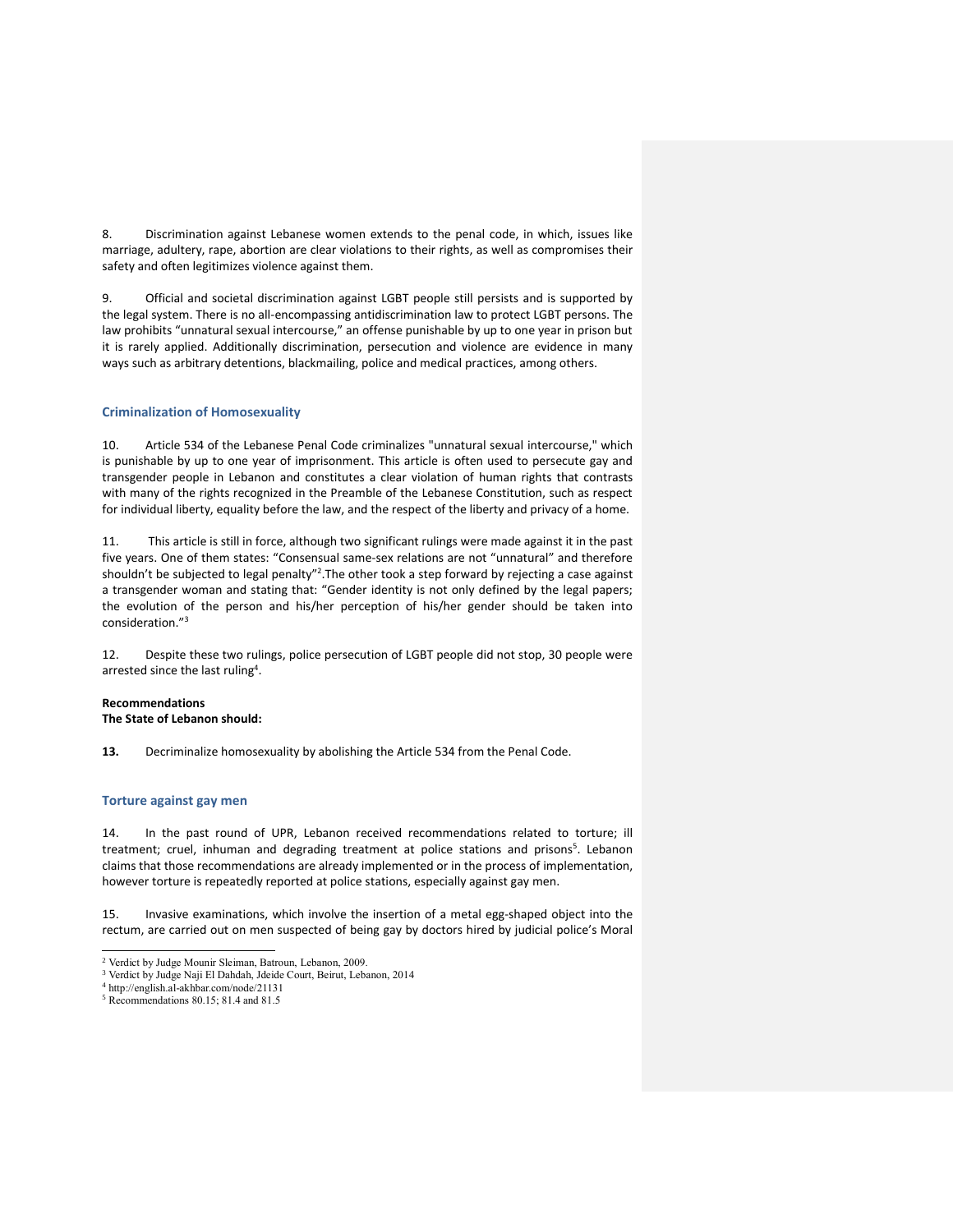8. Discrimination against Lebanese women extends to the penal code, in which, issues like marriage, adultery, rape, abortion are clear violations to their rights, as well as compromises their safety and often legitimizes violence against them.

9. Official and societal discrimination against LGBT people still persists and is supported by the legal system. There is no all-encompassing antidiscrimination law to protect LGBT persons. The law prohibits "unnatural sexual intercourse," an offense punishable by up to one year in prison but it is rarely applied. Additionally discrimination, persecution and violence are evidence in many ways such as arbitrary detentions, blackmailing, police and medical practices, among others.

## Criminalization of Homosexuality

10. Article 534 of the Lebanese Penal Code criminalizes "unnatural sexual intercourse," which is punishable by up to one year of imprisonment. This article is often used to persecute gay and transgender people in Lebanon and constitutes a clear violation of human rights that contrasts with many of the rights recognized in the Preamble of the Lebanese Constitution, such as respect for individual liberty, equality before the law, and the respect of the liberty and privacy of a home.

11. This article is still in force, although two significant rulings were made against it in the past five years. One of them states: "Consensual same-sex relations are not "unnatural" and therefore shouldn't be subjected to legal penalty"[2].The other took a step forward by rejecting a case against a transgender woman and stating that: "Gender identity is not only defined by the legal papers; the evolution of the person and his/her perception of his/her gender should be taken into consideration."[3]

12. Despite these two rulings, police persecution of LGBT people did not stop, 30 people were arrested since the last ruling[4].

**Recommendations**
**The State of Lebanon should:**

**13.** Decriminalize homosexuality by abolishing the Article 534 from the Penal Code.

## Torture against gay men

14. In the past round of UPR, Lebanon received recommendations related to torture; ill treatment; cruel, inhuman and degrading treatment at police stations and prisons[5]. Lebanon claims that those recommendations are already implemented or in the process of implementation, however torture is repeatedly reported at police stations, especially against gay men.

15. Invasive examinations, which involve the insertion of a metal egg-shaped object into the rectum, are carried out on men suspected of being gay by doctors hired by judicial police's Moral

---

[2] Verdict by Judge Mounir Sleiman, Batroun, Lebanon, 2009.
[3] Verdict by Judge Naji El Dahdah, Jdeide Court, Beirut, Lebanon, 2014
[4] http://english.al-akhbar.com/node/21131
[5] Recommendations 80.15; 81.4 and 81.5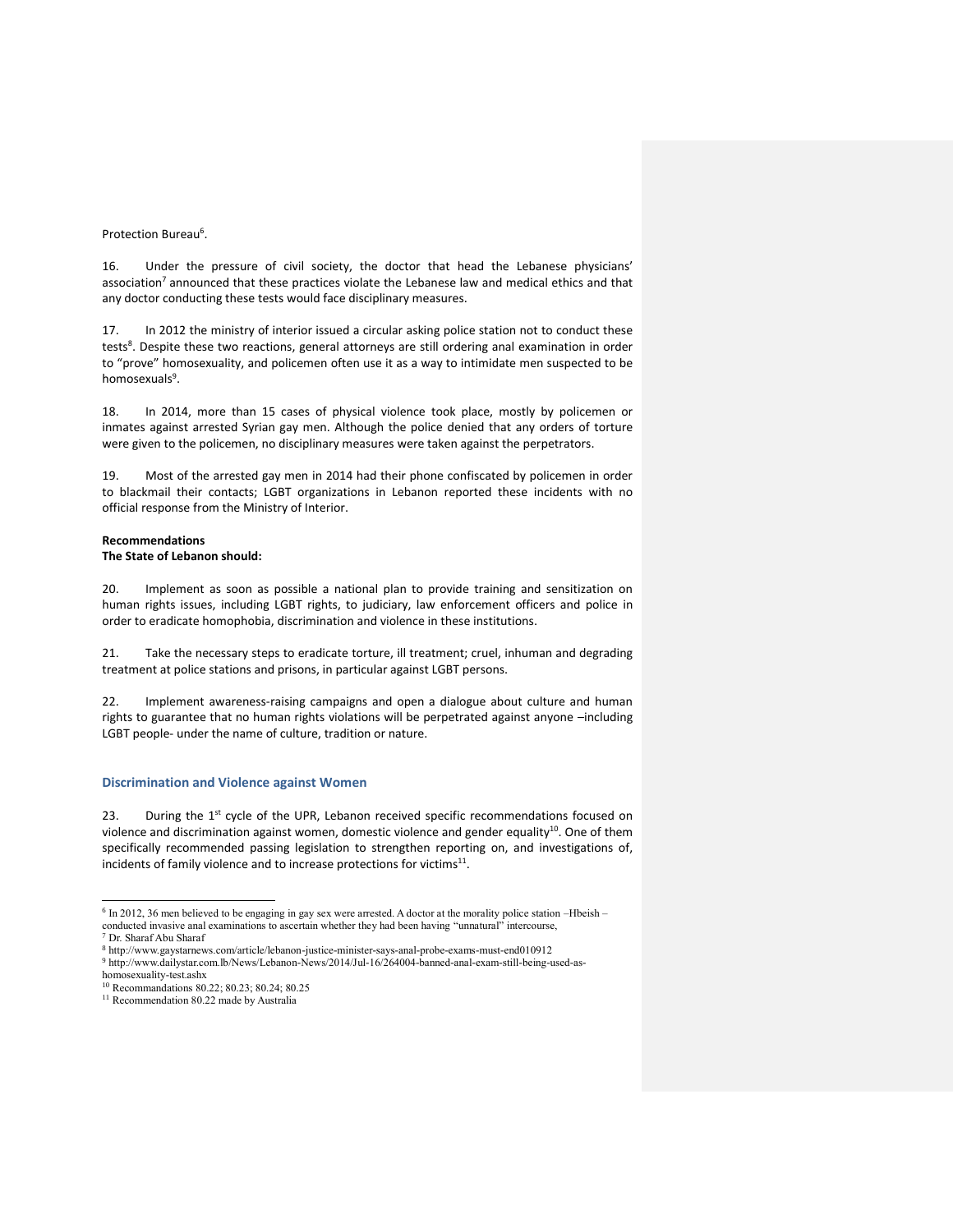Protection Bureau[6].

16. Under the pressure of civil society, the doctor that head the Lebanese physicians' association[7] announced that these practices violate the Lebanese law and medical ethics and that any doctor conducting these tests would face disciplinary measures.

17. In 2012 the ministry of interior issued a circular asking police station not to conduct these tests[8]. Despite these two reactions, general attorneys are still ordering anal examination in order to "prove" homosexuality, and policemen often use it as a way to intimidate men suspected to be homosexuals[9].

18. In 2014, more than 15 cases of physical violence took place, mostly by policemen or inmates against arrested Syrian gay men. Although the police denied that any orders of torture were given to the policemen, no disciplinary measures were taken against the perpetrators.

19. Most of the arrested gay men in 2014 had their phone confiscated by policemen in order to blackmail their contacts; LGBT organizations in Lebanon reported these incidents with no official response from the Ministry of Interior.

**Recommendations**
**The State of Lebanon should:**

20. Implement as soon as possible a national plan to provide training and sensitization on human rights issues, including LGBT rights, to judiciary, law enforcement officers and police in order to eradicate homophobia, discrimination and violence in these institutions.

21. Take the necessary steps to eradicate torture, ill treatment; cruel, inhuman and degrading treatment at police stations and prisons, in particular against LGBT persons.

22. Implement awareness-raising campaigns and open a dialogue about culture and human rights to guarantee that no human rights violations will be perpetrated against anyone –including LGBT people- under the name of culture, tradition or nature.

## Discrimination and Violence against Women

23. During the 1st cycle of the UPR, Lebanon received specific recommendations focused on violence and discrimination against women, domestic violence and gender equality[10]. One of them specifically recommended passing legislation to strengthen reporting on, and investigations of, incidents of family violence and to increase protections for victims[11].

---

[6] In 2012, 36 men believed to be engaging in gay sex were arrested. A doctor at the morality police station –Hbeish – conducted invasive anal examinations to ascertain whether they had been having "unnatural" intercourse,
[7] Dr. Sharaf Abu Sharaf
[8] http://www.gaystarnews.com/article/lebanon-justice-minister-says-anal-probe-exams-must-end010912
[9] http://www.dailystar.com.lb/News/Lebanon-News/2014/Jul-16/264004-banned-anal-exam-still-being-used-as-homosexuality-test.ashx
[10] Recommandations 80.22; 80.23; 80.24; 80.25
[11] Recommendation 80.22 made by Australia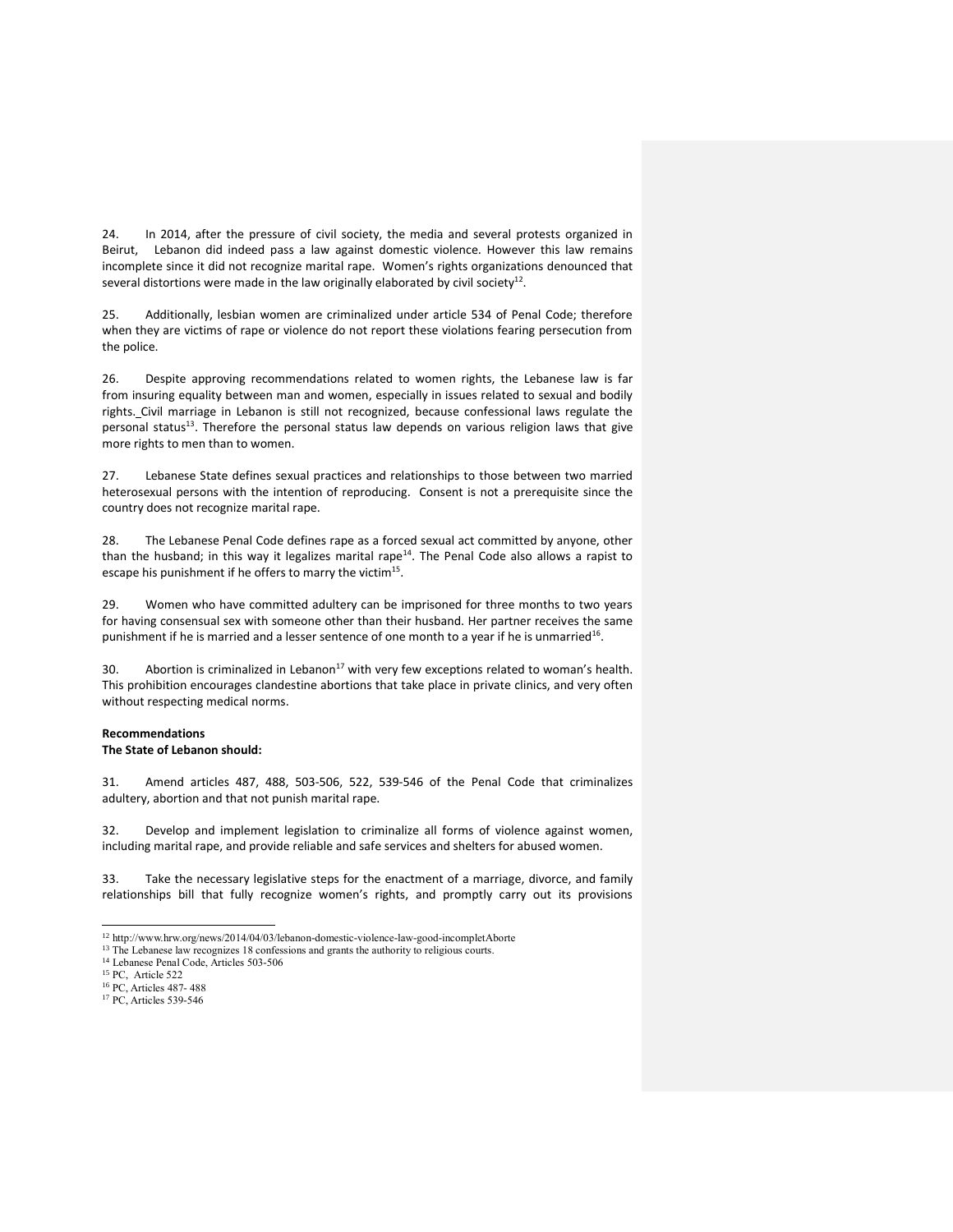24. In 2014, after the pressure of civil society, the media and several protests organized in Beirut, Lebanon did indeed pass a law against domestic violence. However this law remains incomplete since it did not recognize marital rape. Women's rights organizations denounced that several distortions were made in the law originally elaborated by civil society[12].

25. Additionally, lesbian women are criminalized under article 534 of Penal Code; therefore when they are victims of rape or violence do not report these violations fearing persecution from the police.

26. Despite approving recommendations related to women rights, the Lebanese law is far from insuring equality between man and women, especially in issues related to sexual and bodily rights._Civil marriage in Lebanon is still not recognized, because confessional laws regulate the personal status[13]. Therefore the personal status law depends on various religion laws that give more rights to men than to women.

27. Lebanese State defines sexual practices and relationships to those between two married heterosexual persons with the intention of reproducing. Consent is not a prerequisite since the country does not recognize marital rape.

28. The Lebanese Penal Code defines rape as a forced sexual act committed by anyone, other than the husband; in this way it legalizes marital rape[14]. The Penal Code also allows a rapist to escape his punishment if he offers to marry the victim[15].

29. Women who have committed adultery can be imprisoned for three months to two years for having consensual sex with someone other than their husband. Her partner receives the same punishment if he is married and a lesser sentence of one month to a year if he is unmarried[16].

30. Abortion is criminalized in Lebanon[17] with very few exceptions related to woman's health. This prohibition encourages clandestine abortions that take place in private clinics, and very often without respecting medical norms.

**Recommendations**
**The State of Lebanon should:**

31. Amend articles 487, 488, 503-506, 522, 539-546 of the Penal Code that criminalizes adultery, abortion and that not punish marital rape.

32. Develop and implement legislation to criminalize all forms of violence against women, including marital rape, and provide reliable and safe services and shelters for abused women.

33. Take the necessary legislative steps for the enactment of a marriage, divorce, and family relationships bill that fully recognize women's rights, and promptly carry out its provisions

---

[12] http://www.hrw.org/news/2014/04/03/lebanon-domestic-violence-law-good-incompletAborte
[13] The Lebanese law recognizes 18 confessions and grants the authority to religious courts.
[14] Lebanese Penal Code, Articles 503-506
[15] PC, Article 522
[16] PC, Articles 487- 488
[17] PC, Articles 539-546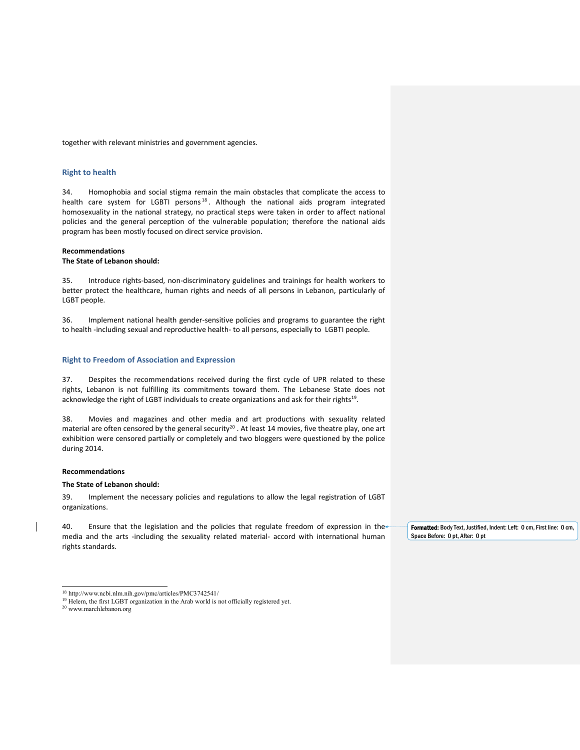together with relevant ministries and government agencies.

## Right to health

34. Homophobia and social stigma remain the main obstacles that complicate the access to health care system for LGBTI persons[18]. Although the national aids program integrated homosexuality in the national strategy, no practical steps were taken in order to affect national policies and the general perception of the vulnerable population; therefore the national aids program has been mostly focused on direct service provision.

**Recommendations**
**The State of Lebanon should:**

35. Introduce rights-based, non-discriminatory guidelines and trainings for health workers to better protect the healthcare, human rights and needs of all persons in Lebanon, particularly of LGBT people.

36. Implement national health gender-sensitive policies and programs to guarantee the right to health -including sexual and reproductive health- to all persons, especially to LGBTI people.

## Right to Freedom of Association and Expression

37. Despites the recommendations received during the first cycle of UPR related to these rights, Lebanon is not fulfilling its commitments toward them. The Lebanese State does not acknowledge the right of LGBT individuals to create organizations and ask for their rights[19].

38. Movies and magazines and other media and art productions with sexuality related material are often censored by the general security[20] . At least 14 movies, five theatre play, one art exhibition were censored partially or completely and two bloggers were questioned by the police during 2014.

**Recommendations**

**The State of Lebanon should:**

39. Implement the necessary policies and regulations to allow the legal registration of LGBT organizations.

40. Ensure that the legislation and the policies that regulate freedom of expression in the media and the arts -including the sexuality related material- accord with international human rights standards.

[18] http://www.ncbi.nlm.nih.gov/pmc/articles/PMC3742541/
[19] Helem, the first LGBT organization in the Arab world is not officially registered yet.
[20] www.marchlebanon.org